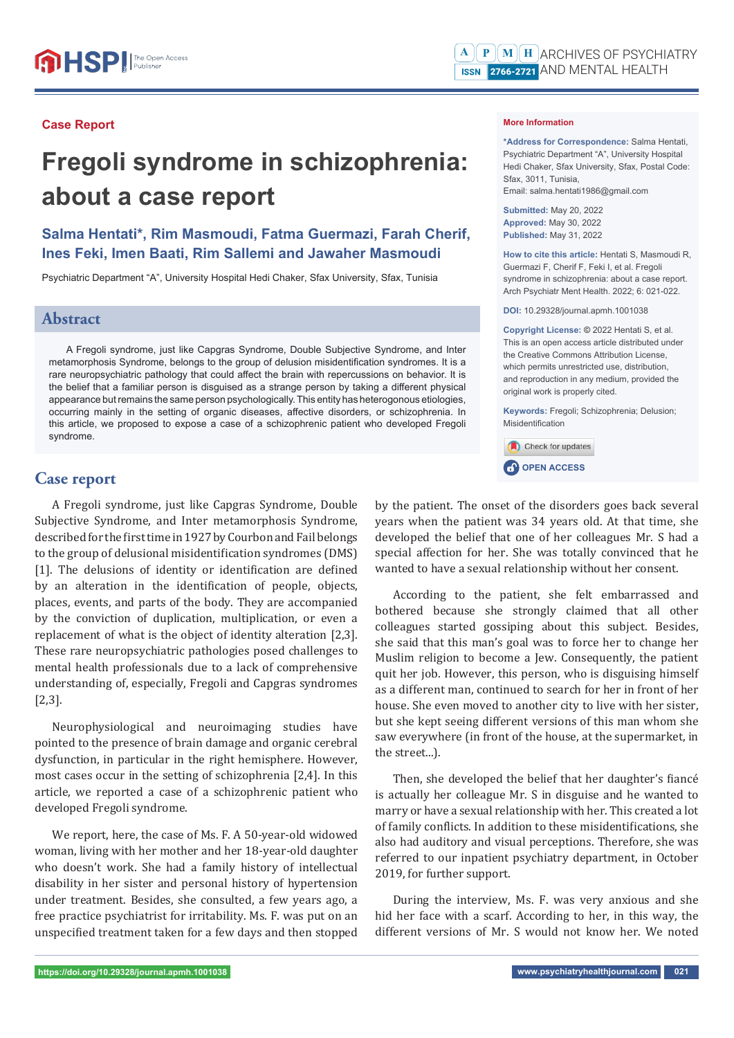Case Report

# Fregoli syndrome in schizophrenia: about a case report

**Salma Hentati*, Rim Masmoudi, Fatma Guermazi, Farah Cherif, Ines Feki, Imen Baati, Rim Sallemi and Jawaher Masmoudi**

Psychiatric Department "A", University Hospital Hedi Chaker, Sfax University, Sfax, Tunisia

**More Information**

***Address for Correspondence:** Salma Hentati, Psychiatric Department "A", University Hospital Hedi Chaker, Sfax University, Sfax, Postal Code: Sfax, 3011, Tunisia,
Email: salma.hentati1986@gmail.com

**Submitted:** May 20, 2022
**Approved:** May 30, 2022
**Published:** May 31, 2022

**How to cite this article:** Hentati S, Masmoudi R, Guermazi F, Cherif F, Feki I, et al. Fregoli syndrome in schizophrenia: about a case report. Arch Psychiatr Ment Health. 2022; 6: 021-022.

**DOI:** 10.29328/journal.apmh.1001038

**Copyright License:** © 2022 Hentati S, et al. This is an open access article distributed under the Creative Commons Attribution License, which permits unrestricted use, distribution, and reproduction in any medium, provided the original work is properly cited.

**Keywords:** Fregoli; Schizophrenia; Delusion; Misidentification

## Abstract

A Fregoli syndrome, just like Capgras Syndrome, Double Subjective Syndrome, and Inter metamorphosis Syndrome, belongs to the group of delusion misidentification syndromes. It is a rare neuropsychiatric pathology that could affect the brain with repercussions on behavior. It is the belief that a familiar person is disguised as a strange person by taking a different physical appearance but remains the same person psychologically. This entity has heterogonous etiologies, occurring mainly in the setting of organic diseases, affective disorders, or schizophrenia. In this article, we proposed to expose a case of a schizophrenic patient who developed Fregoli syndrome.

## Case report

A Fregoli syndrome, just like Capgras Syndrome, Double Subjective Syndrome, and Inter metamorphosis Syndrome, described for the first time in 1927 by Courbon and Fail belongs to the group of delusional misidentification syndromes (DMS) [1]. The delusions of identity or identification are defined by an alteration in the identification of people, objects, places, events, and parts of the body. They are accompanied by the conviction of duplication, multiplication, or even a replacement of what is the object of identity alteration [2,3]. These rare neuropsychiatric pathologies posed challenges to mental health professionals due to a lack of comprehensive understanding of, especially, Fregoli and Capgras syndromes [2,3].

Neurophysiological and neuroimaging studies have pointed to the presence of brain damage and organic cerebral dysfunction, in particular in the right hemisphere. However, most cases occur in the setting of schizophrenia [2,4]. In this article, we reported a case of a schizophrenic patient who developed Fregoli syndrome.

We report, here, the case of Ms. F. A 50-year-old widowed woman, living with her mother and her 18-year-old daughter who doesn't work. She had a family history of intellectual disability in her sister and personal history of hypertension under treatment. Besides, she consulted, a few years ago, a free practice psychiatrist for irritability. Ms. F. was put on an unspecified treatment taken for a few days and then stopped by the patient. The onset of the disorders goes back several years when the patient was 34 years old. At that time, she developed the belief that one of her colleagues Mr. S had a special affection for her. She was totally convinced that he wanted to have a sexual relationship without her consent.

According to the patient, she felt embarrassed and bothered because she strongly claimed that all other colleagues started gossiping about this subject. Besides, she said that this man's goal was to force her to change her Muslim religion to become a Jew. Consequently, the patient quit her job. However, this person, who is disguising himself as a different man, continued to search for her in front of her house. She even moved to another city to live with her sister, but she kept seeing different versions of this man whom she saw everywhere (in front of the house, at the supermarket, in the street...).

Then, she developed the belief that her daughter's fiancé is actually her colleague Mr. S in disguise and he wanted to marry or have a sexual relationship with her. This created a lot of family conflicts. In addition to these misidentifications, she also had auditory and visual perceptions. Therefore, she was referred to our inpatient psychiatry department, in October 2019, for further support.

During the interview, Ms. F. was very anxious and she hid her face with a scarf. According to her, in this way, the different versions of Mr. S would not know her. We noted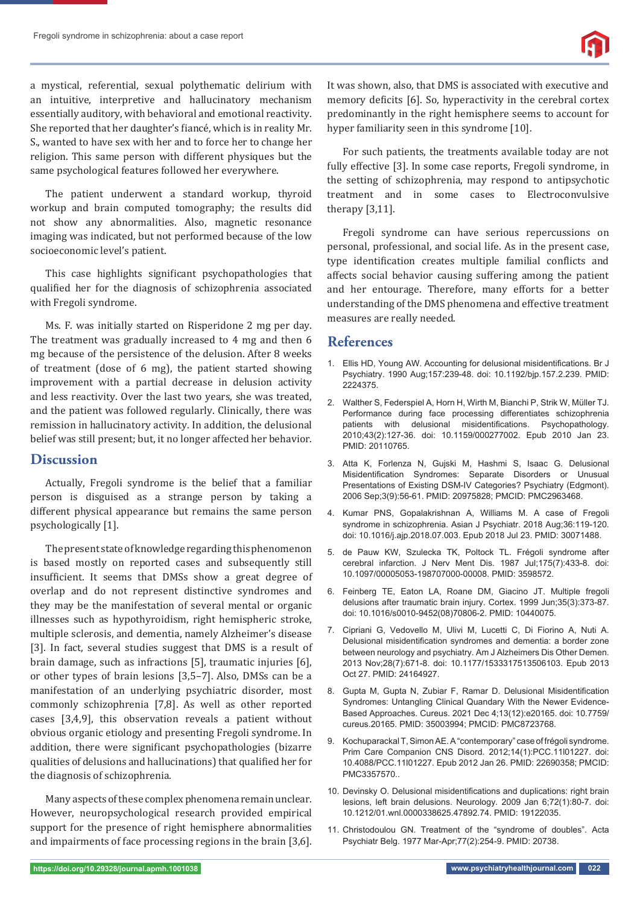a mystical, referential, sexual polythematic delirium with an intuitive, interpretive and hallucinatory mechanism essentially auditory, with behavioral and emotional reactivity. She reported that her daughter's fiancé, which is in reality Mr. S., wanted to have sex with her and to force her to change her religion. This same person with different physiques but the same psychological features followed her everywhere.

The patient underwent a standard workup, thyroid workup and brain computed tomography; the results did not show any abnormalities. Also, magnetic resonance imaging was indicated, but not performed because of the low socioeconomic level's patient.

This case highlights significant psychopathologies that qualified her for the diagnosis of schizophrenia associated with Fregoli syndrome.

Ms. F. was initially started on Risperidone 2 mg per day. The treatment was gradually increased to 4 mg and then 6 mg because of the persistence of the delusion. After 8 weeks of treatment (dose of 6 mg), the patient started showing improvement with a partial decrease in delusion activity and less reactivity. Over the last two years, she was treated, and the patient was followed regularly. Clinically, there was remission in hallucinatory activity. In addition, the delusional belief was still present; but, it no longer affected her behavior.

## Discussion

Actually, Fregoli syndrome is the belief that a familiar person is disguised as a strange person by taking a different physical appearance but remains the same person psychologically [1].

The present state of knowledge regarding this phenomenon is based mostly on reported cases and subsequently still insufficient. It seems that DMSs show a great degree of overlap and do not represent distinctive syndromes and they may be the manifestation of several mental or organic illnesses such as hypothyroidism, right hemispheric stroke, multiple sclerosis, and dementia, namely Alzheimer's disease [3]. In fact, several studies suggest that DMS is a result of brain damage, such as infractions [5], traumatic injuries [6], or other types of brain lesions [3,5–7]. Also, DMSs can be a manifestation of an underlying psychiatric disorder, most commonly schizophrenia [7,8]. As well as other reported cases [3,4,9], this observation reveals a patient without obvious organic etiology and presenting Fregoli syndrome. In addition, there were significant psychopathologies (bizarre qualities of delusions and hallucinations) that qualified her for the diagnosis of schizophrenia.

Many aspects of these complex phenomena remain unclear. However, neuropsychological research provided empirical support for the presence of right hemisphere abnormalities and impairments of face processing regions in the brain [3,6]. It was shown, also, that DMS is associated with executive and memory deficits [6]. So, hyperactivity in the cerebral cortex predominantly in the right hemisphere seems to account for hyper familiarity seen in this syndrome [10].

For such patients, the treatments available today are not fully effective [3]. In some case reports, Fregoli syndrome, in the setting of schizophrenia, may respond to antipsychotic treatment and in some cases to Electroconvulsive therapy [3,11].

Fregoli syndrome can have serious repercussions on personal, professional, and social life. As in the present case, type identification creates multiple familial conflicts and affects social behavior causing suffering among the patient and her entourage. Therefore, many efforts for a better understanding of the DMS phenomena and effective treatment measures are really needed.

## References

1. Ellis HD, Young AW. Accounting for delusional misidentifications. Br J Psychiatry. 1990 Aug;157:239-48. doi: 10.1192/bjp.157.2.239. PMID: 2224375.
2. Walther S, Federspiel A, Horn H, Wirth M, Bianchi P, Strik W, Müller TJ. Performance during face processing differentiates schizophrenia patients with delusional misidentifications. Psychopathology. 2010;43(2):127-36. doi: 10.1159/000277002. Epub 2010 Jan 23. PMID: 20110765.
3. Atta K, Forlenza N, Gujski M, Hashmi S, Isaac G. Delusional Misidentification Syndromes: Separate Disorders or Unusual Presentations of Existing DSM-IV Categories? Psychiatry (Edgmont). 2006 Sep;3(9):56-61. PMID: 20975828; PMCID: PMC2963468.
4. Kumar PNS, Gopalakrishnan A, Williams M. A case of Fregoli syndrome in schizophrenia. Asian J Psychiatr. 2018 Aug;36:119-120. doi: 10.1016/j.ajp.2018.07.003. Epub 2018 Jul 23. PMID: 30071488.
5. de Pauw KW, Szulecka TK, Poltock TL. Frégoli syndrome after cerebral infarction. J Nerv Ment Dis. 1987 Jul;175(7):433-8. doi: 10.1097/00005053-198707000-00008. PMID: 3598572.
6. Feinberg TE, Eaton LA, Roane DM, Giacino JT. Multiple fregoli delusions after traumatic brain injury. Cortex. 1999 Jun;35(3):373-87. doi: 10.1016/s0010-9452(08)70806-2. PMID: 10440075.
7. Cipriani G, Vedovello M, Ulivi M, Lucetti C, Di Fiorino A, Nuti A. Delusional misidentification syndromes and dementia: a border zone between neurology and psychiatry. Am J Alzheimers Dis Other Demen. 2013 Nov;28(7):671-8. doi: 10.1177/1533317513506103. Epub 2013 Oct 27. PMID: 24164927.
8. Gupta M, Gupta N, Zubiar F, Ramar D. Delusional Misidentification Syndromes: Untangling Clinical Quandary With the Newer Evidence-Based Approaches. Cureus. 2021 Dec 4;13(12):e20165. doi: 10.7759/cureus.20165. PMID: 35003994; PMCID: PMC8723768.
9. Kochuparackal T, Simon AE. A "contemporary" case of frégoli syndrome. Prim Care Companion CNS Disord. 2012;14(1):PCC.11l01227. doi: 10.4088/PCC.11l01227. Epub 2012 Jan 26. PMID: 22690358; PMCID: PMC3357570..
10. Devinsky O. Delusional misidentifications and duplications: right brain lesions, left brain delusions. Neurology. 2009 Jan 6;72(1):80-7. doi: 10.1212/01.wnl.0000338625.47892.74. PMID: 19122035.
11. Christodoulou GN. Treatment of the "syndrome of doubles". Acta Psychiatr Belg. 1977 Mar-Apr;77(2):254-9. PMID: 20738.